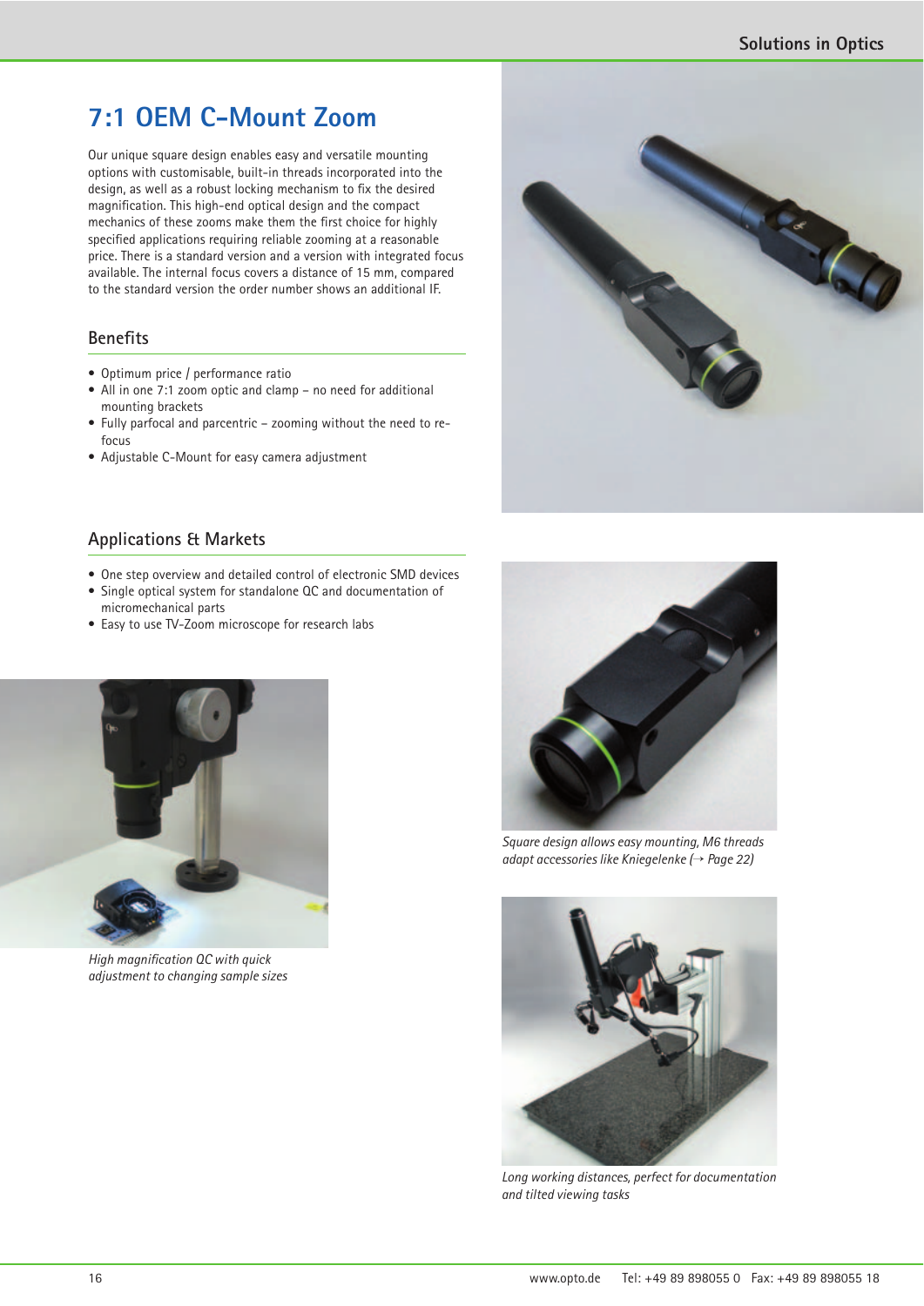# 7:1 OEM C-Mount Zoom

Our unique square design enables easy and versatile mounting options with customisable, built-in threads incorporated into the design, as well as a robust locking mechanism to fix the desired magnification. This high-end optical design and the compact mechanics of these zooms make them the first choice for highly specified applications requiring reliable zooming at a reasonable price. There is a standard version and a version with integrated focus available. The internal focus covers a distance of 15 mm, compared to the standard version the order number shows an additional IF.

## Benefits

- Optimum price / performance ratio
- All in one 7:1 zoom optic and clamp – no need for additional mounting brackets
- Fully parfocal and parcentric – zooming without the need to re-focus
- Adjustable C-Mount for easy camera adjustment

## Applications & Markets

- One step overview and detailed control of electronic SMD devices
- Single optical system for standalone QC and documentation of micromechanical parts
- Easy to use TV-Zoom microscope for research labs

*High magnification QC with quick adjustment to changing sample sizes*

*Square design allows easy mounting, M6 threads adapt accessories like Kniegelenke (→ Page 22)*

*Long working distances, perfect for documentation and tilted viewing tasks*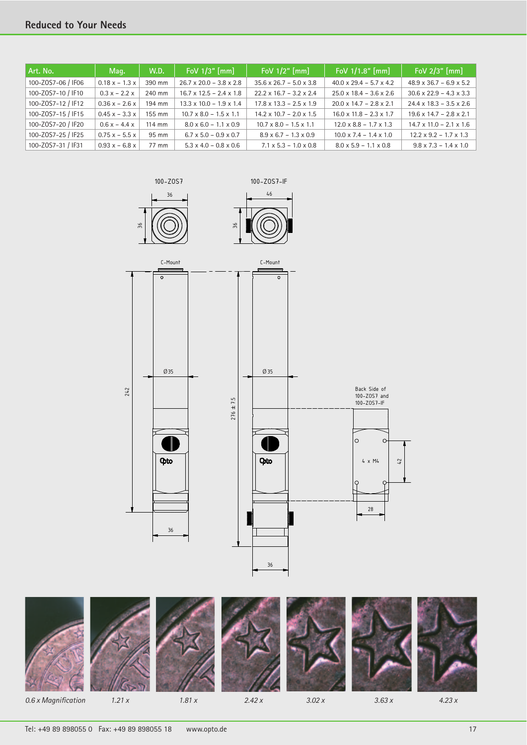## Reduced to Your Needs

| Art. No. | Mag. | W.D. | FoV 1/3" [mm] | FoV 1/2" [mm] | FoV 1/1.8" [mm] | FoV 2/3" [mm] |
|---|---|---|---|---|---|---|
| 100-ZOS7-06 / IF06 | 0.18 x – 1.3 x | 390 mm | 26.7 x 20.0 – 3.8 x 2.8 | 35.6 x 26.7 – 5.0 x 3.8 | 40.0 x 29.4 – 5.7 x 4.2 | 48.9 x 36.7 – 6.9 x 5.2 |
| 100-ZOS7-10 / IF10 | 0.3 x – 2.2 x | 240 mm | 16.7 x 12.5 – 2.4 x 1.8 | 22.2 x 16.7 – 3.2 x 2.4 | 25.0 x 18.4 – 3.6 x 2.6 | 30.6 x 22.9 – 4.3 x 3.3 |
| 100-ZOS7-12 / IF12 | 0.36 x – 2.6 x | 194 mm | 13.3 x 10.0 – 1.9 x 1.4 | 17.8 x 13.3 – 2.5 x 1.9 | 20.0 x 14.7 – 2.8 x 2.1 | 24.4 x 18.3 – 3.5 x 2.6 |
| 100-ZOS7-15 / IF15 | 0.45 x – 3.3 x | 155 mm | 10.7 x 8.0 – 1.5 x 1.1 | 14.2 x 10.7 – 2.0 x 1.5 | 16.0 x 11.8 – 2.3 x 1.7 | 19.6 x 14.7 – 2.8 x 2.1 |
| 100-ZOS7-20 / IF20 | 0.6 x – 4.4 x | 114 mm | 8.0 x 6.0 – 1.1 x 0.9 | 10.7 x 8.0 – 1.5 x 1.1 | 12.0 x 8.8 – 1.7 x 1.3 | 14.7 x 11.0 – 2.1 x 1.6 |
| 100-ZOS7-25 / IF25 | 0.75 x – 5.5 x | 95 mm | 6.7 x 5.0 – 0.9 x 0.7 | 8.9 x 6.7 – 1.3 x 0.9 | 10.0 x 7.4 – 1.4 x 1.0 | 12.2 x 9.2 – 1.7 x 1.3 |
| 100-ZOS7-31 / IF31 | 0.93 x – 6.8 x | 77 mm | 5.3 x 4.0 – 0.8 x 0.6 | 7.1 x 5.3 – 1.0 x 0.8 | 8.0 x 5.9 – 1.1 x 0.8 | 9.8 x 7.3 – 1.4 x 1.0 |

100-ZOS7

100-ZOS7-IF

36

46

36

36

C-Mount

C-Mount

Ø35

Ø35

242

276 ± 7.5

Back Side of 100-ZOS7 and 100-ZOS7-IF

4 x M4

42

28

36

36

*0.6 x Magnification* *1.21 x* *1.81 x* *2.42 x* *3.02 x* *3.63 x* *4.23 x*

Tel: +49 89 898055 0 Fax: +49 89 898055 18 www.opto.de